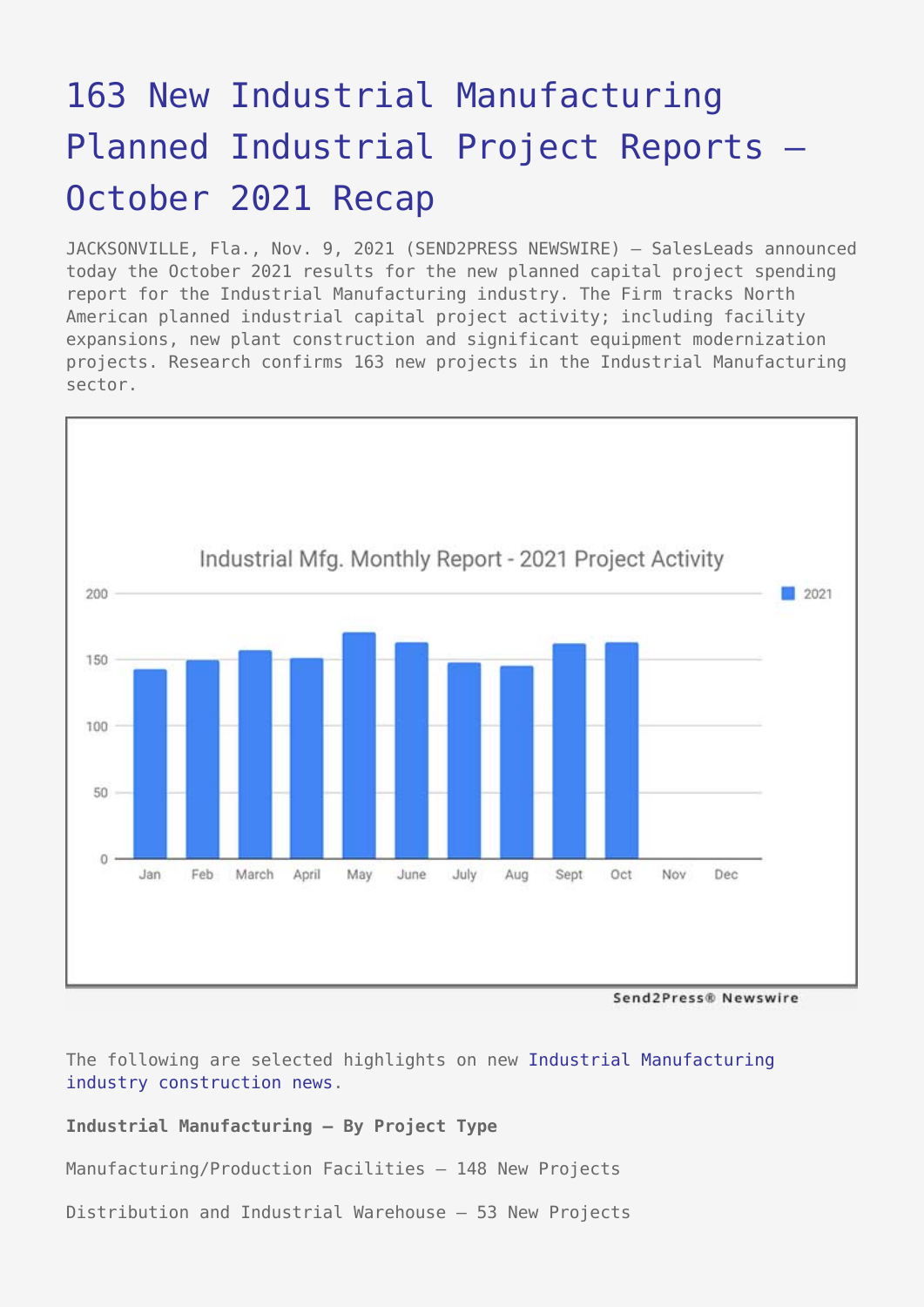# 163 New Industrial Manufacturing Planned Industrial Project Reports – October 2021 Recap

JACKSONVILLE, Fla., Nov. 9, 2021 (SEND2PRESS NEWSWIRE) — SalesLeads announced today the October 2021 results for the new planned capital project spending report for the Industrial Manufacturing industry. The Firm tracks North American planned industrial capital project activity; including facility expansions, new plant construction and significant equipment modernization projects. Research confirms 163 new projects in the Industrial Manufacturing sector.

The following are selected highlights on new Industrial Manufacturing industry construction news.

**Industrial Manufacturing – By Project Type**

Manufacturing/Production Facilities – 148 New Projects

Distribution and Industrial Warehouse – 53 New Projects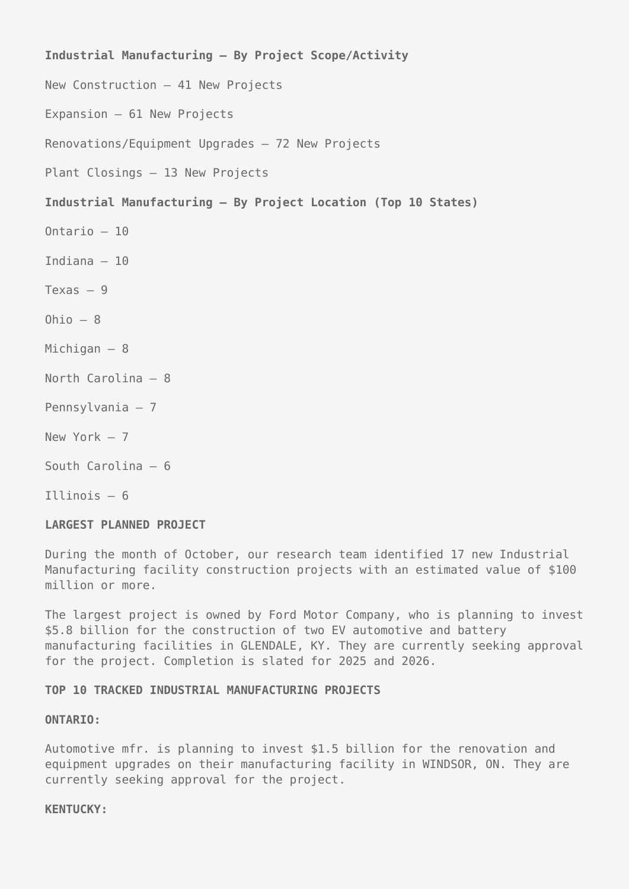**Industrial Manufacturing – By Project Scope/Activity**

New Construction – 41 New Projects

Expansion – 61 New Projects

Renovations/Equipment Upgrades – 72 New Projects

Plant Closings – 13 New Projects

**Industrial Manufacturing – By Project Location (Top 10 States)**

Ontario – 10

Indiana – 10

Texas – 9

Ohio – 8

Michigan – 8

North Carolina – 8

Pennsylvania – 7

New York – 7

South Carolina – 6

Illinois – 6

**LARGEST PLANNED PROJECT**

During the month of October, our research team identified 17 new Industrial Manufacturing facility construction projects with an estimated value of $100 million or more.

The largest project is owned by Ford Motor Company, who is planning to invest $5.8 billion for the construction of two EV automotive and battery manufacturing facilities in GLENDALE, KY. They are currently seeking approval for the project. Completion is slated for 2025 and 2026.

**TOP 10 TRACKED INDUSTRIAL MANUFACTURING PROJECTS**

**ONTARIO:**

Automotive mfr. is planning to invest $1.5 billion for the renovation and equipment upgrades on their manufacturing facility in WINDSOR, ON. They are currently seeking approval for the project.

**KENTUCKY:**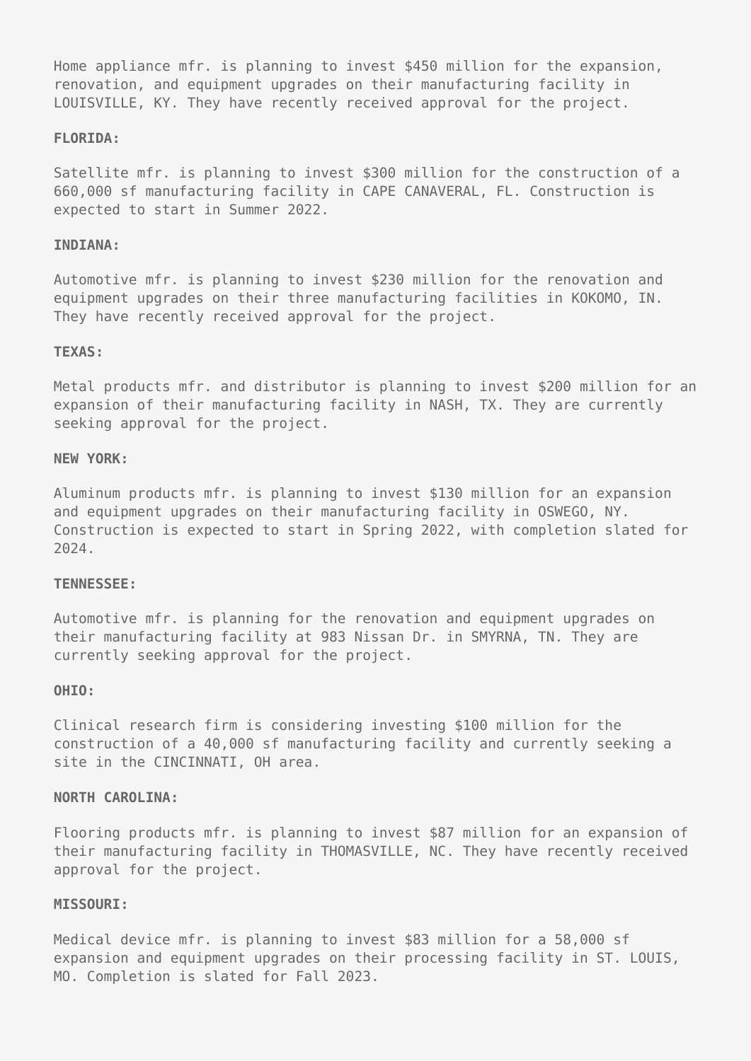Home appliance mfr. is planning to invest $450 million for the expansion, renovation, and equipment upgrades on their manufacturing facility in LOUISVILLE, KY. They have recently received approval for the project.

**FLORIDA:**

Satellite mfr. is planning to invest $300 million for the construction of a 660,000 sf manufacturing facility in CAPE CANAVERAL, FL. Construction is expected to start in Summer 2022.

**INDIANA:**

Automotive mfr. is planning to invest $230 million for the renovation and equipment upgrades on their three manufacturing facilities in KOKOMO, IN. They have recently received approval for the project.

**TEXAS:**

Metal products mfr. and distributor is planning to invest $200 million for an expansion of their manufacturing facility in NASH, TX. They are currently seeking approval for the project.

**NEW YORK:**

Aluminum products mfr. is planning to invest $130 million for an expansion and equipment upgrades on their manufacturing facility in OSWEGO, NY. Construction is expected to start in Spring 2022, with completion slated for 2024.

**TENNESSEE:**

Automotive mfr. is planning for the renovation and equipment upgrades on their manufacturing facility at 983 Nissan Dr. in SMYRNA, TN. They are currently seeking approval for the project.

**OHIO:**

Clinical research firm is considering investing $100 million for the construction of a 40,000 sf manufacturing facility and currently seeking a site in the CINCINNATI, OH area.

**NORTH CAROLINA:**

Flooring products mfr. is planning to invest $87 million for an expansion of their manufacturing facility in THOMASVILLE, NC. They have recently received approval for the project.

**MISSOURI:**

Medical device mfr. is planning to invest $83 million for a 58,000 sf expansion and equipment upgrades on their processing facility in ST. LOUIS, MO. Completion is slated for Fall 2023.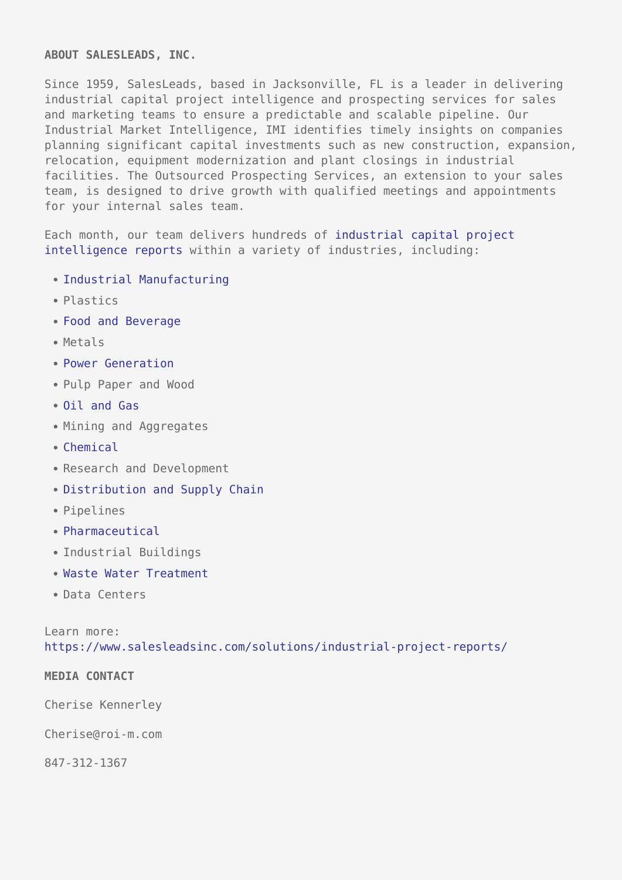**ABOUT SALESLEADS, INC.**

Since 1959, SalesLeads, based in Jacksonville, FL is a leader in delivering industrial capital project intelligence and prospecting services for sales and marketing teams to ensure a predictable and scalable pipeline. Our Industrial Market Intelligence, IMI identifies timely insights on companies planning significant capital investments such as new construction, expansion, relocation, equipment modernization and plant closings in industrial facilities. The Outsourced Prospecting Services, an extension to your sales team, is designed to drive growth with qualified meetings and appointments for your internal sales team.

Each month, our team delivers hundreds of industrial capital project intelligence reports within a variety of industries, including:

- Industrial Manufacturing
- Plastics
- Food and Beverage
- Metals
- Power Generation
- Pulp Paper and Wood
- Oil and Gas
- Mining and Aggregates
- Chemical
- Research and Development
- Distribution and Supply Chain
- Pipelines
- Pharmaceutical
- Industrial Buildings
- Waste Water Treatment
- Data Centers

Learn more:
https://www.salesleadsinc.com/solutions/industrial-project-reports/

**MEDIA CONTACT**

Cherise Kennerley

Cherise@roi-m.com

847-312-1367